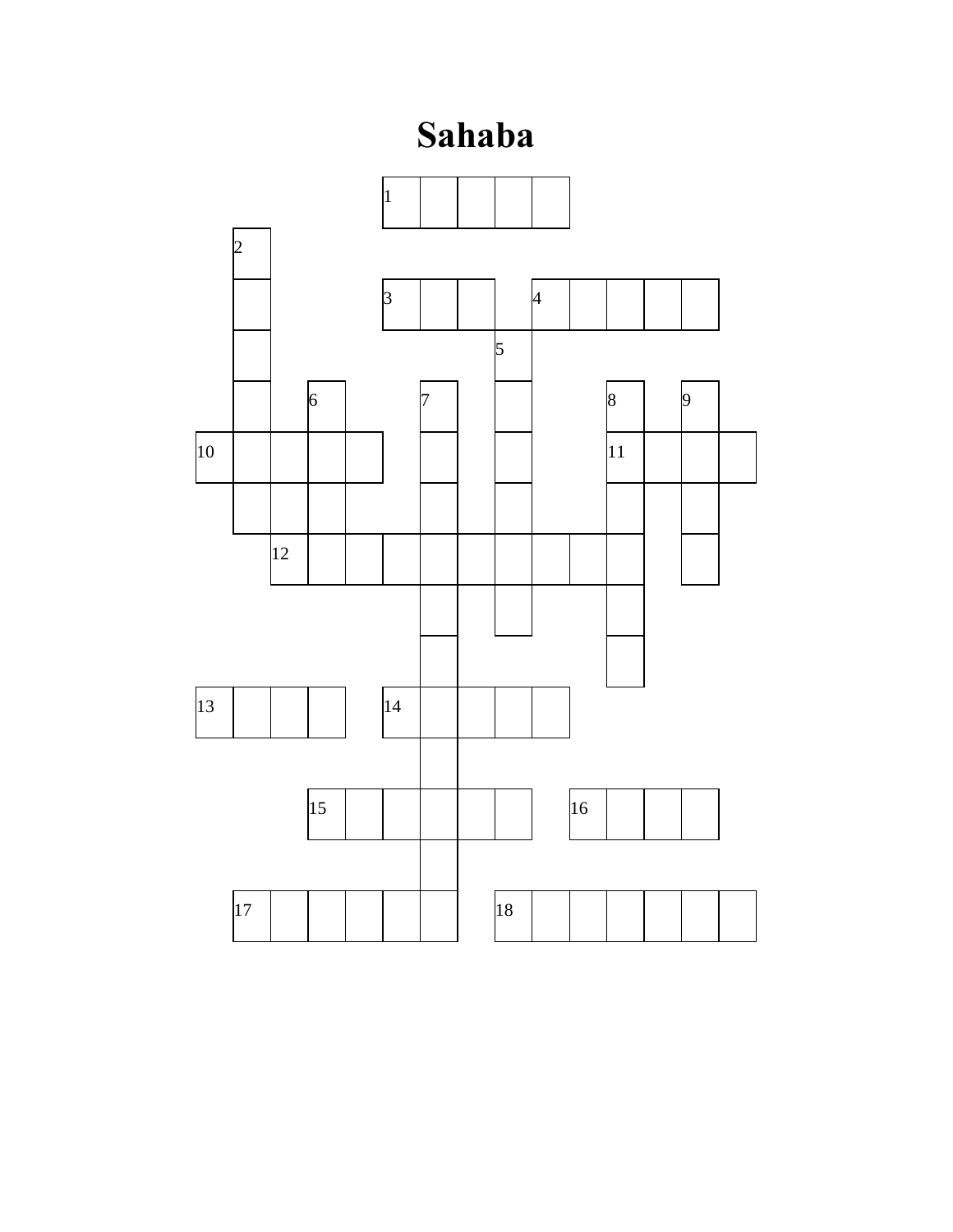# Sahaba

1 2 3 4 5 6 7 8 9 10 11 12 13 14 15 16 17 18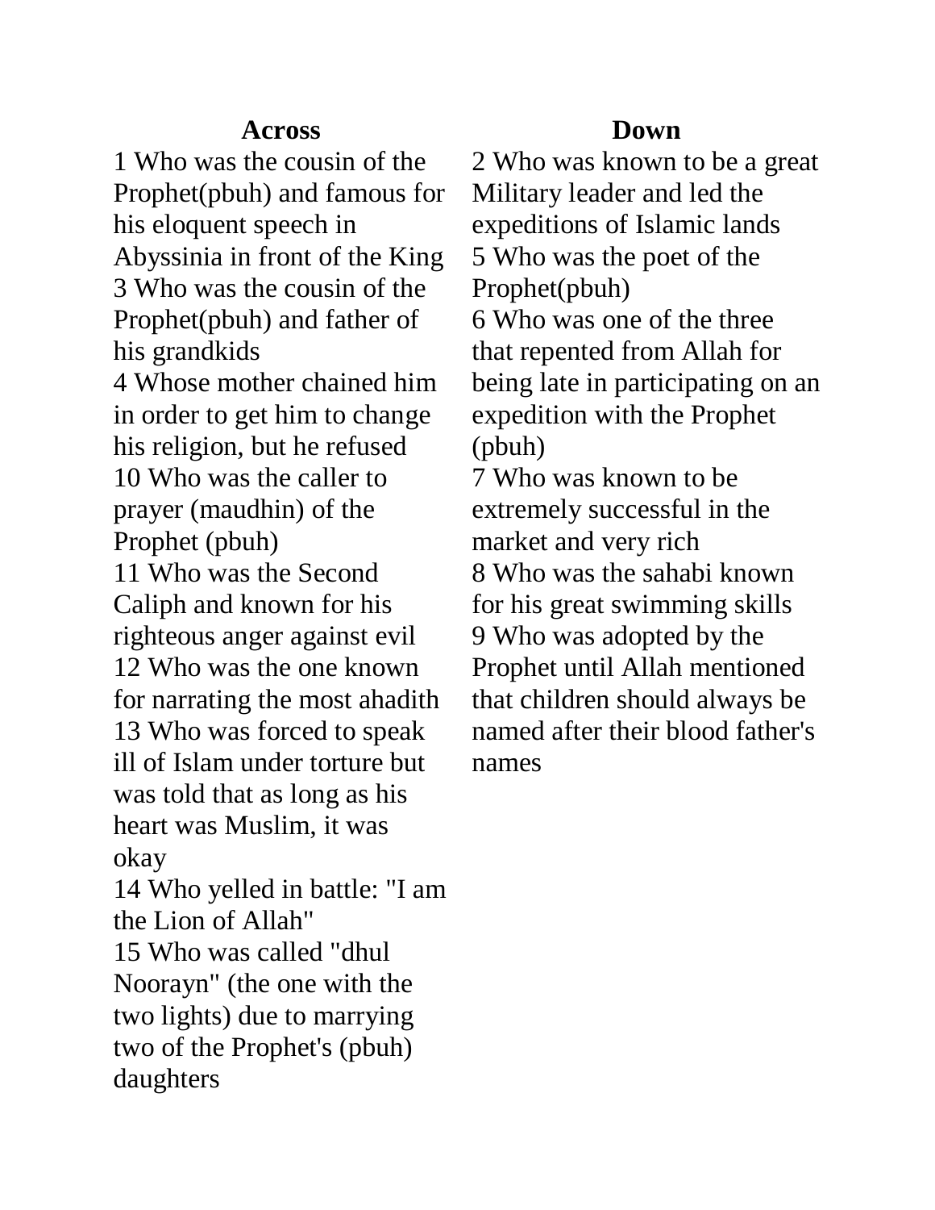**Across**

1 Who was the cousin of the Prophet(pbuh) and famous for his eloquent speech in Abyssinia in front of the King
3 Who was the cousin of the Prophet(pbuh) and father of his grandkids
4 Whose mother chained him in order to get him to change his religion, but he refused
10 Who was the caller to prayer (maudhin) of the Prophet (pbuh)
11 Who was the Second Caliph and known for his righteous anger against evil
12 Who was the one known for narrating the most ahadith
13 Who was forced to speak ill of Islam under torture but was told that as long as his heart was Muslim, it was okay
14 Who yelled in battle: "I am the Lion of Allah"
15 Who was called "dhul Noorayn" (the one with the two lights) due to marrying two of the Prophet's (pbuh) daughters

**Down**

2 Who was known to be a great Military leader and led the expeditions of Islamic lands
5 Who was the poet of the Prophet(pbuh)
6 Who was one of the three that repented from Allah for being late in participating on an expedition with the Prophet (pbuh)
7 Who was known to be extremely successful in the market and very rich
8 Who was the sahabi known for his great swimming skills
9 Who was adopted by the Prophet until Allah mentioned that children should always be named after their blood father's names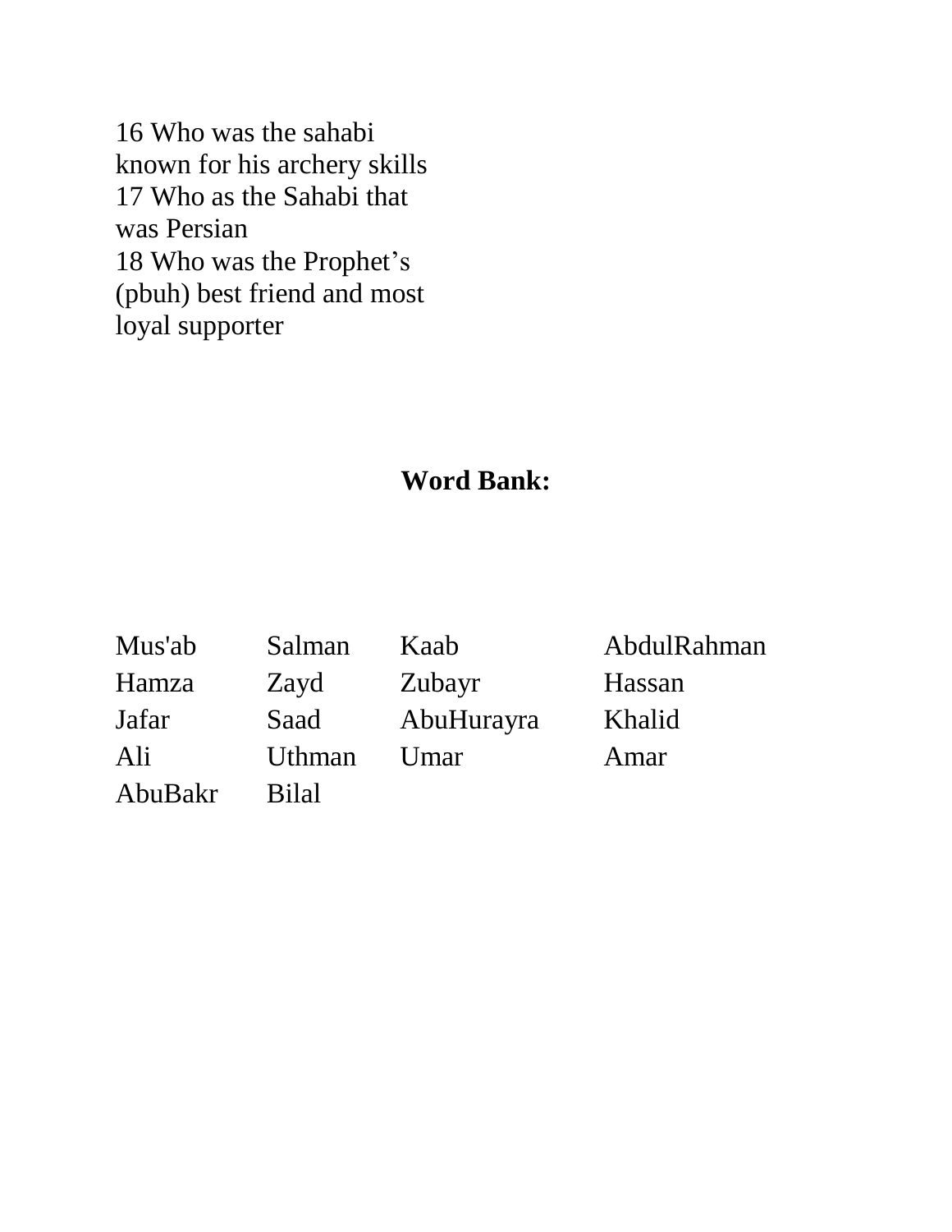16 Who was the sahabi known for his archery skills
17 Who as the Sahabi that was Persian
18 Who was the Prophet's (pbuh) best friend and most loyal supporter

**Word Bank:**

| | | | |
|---|---|---|---|
| Mus'ab | Salman | Kaab | AbdulRahman |
| Hamza | Zayd | Zubayr | Hassan |
| Jafar | Saad | AbuHurayra | Khalid |
| Ali | Uthman | Umar | Amar |
| AbuBakr | Bilal | | |